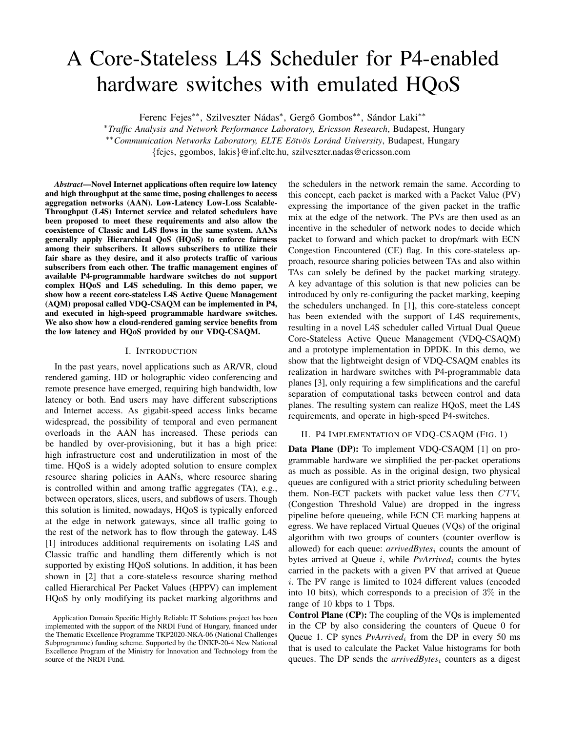# A Core-Stateless L4S Scheduler for P4-enabled hardware switches with emulated HQoS

Ferenc Fejes[**], Szilveszter Nádas[*], Gergő Gombos[**], Sándor Laki[**]

[*]*Traffic Analysis and Network Performance Laboratory, Ericsson Research*, Budapest, Hungary

[**]*Communication Networks Laboratory, ELTE Eötvös Loránd University*, Budapest, Hungary

{fejes, ggombos, lakis}@inf.elte.hu, szilveszter.nadas@ericsson.com

***Abstract*—Novel Internet applications often require low latency and high throughput at the same time, posing challenges to access aggregation networks (AAN). Low-Latency Low-Loss Scalable-Throughput (L4S) Internet service and related schedulers have been proposed to meet these requirements and also allow the coexistence of Classic and L4S flows in the same system. AANs generally apply Hierarchical QoS (HQoS) to enforce fairness among their subscribers. It allows subscribers to utilize their fair share as they desire, and it also protects traffic of various subscribers from each other. The traffic management engines of available P4-programmable hardware switches do not support complex HQoS and L4S scheduling. In this demo paper, we show how a recent core-stateless L4S Active Queue Management (AQM) proposal called VDQ-CSAQM can be implemented in P4, and executed in high-speed programmable hardware switches. We also show how a cloud-rendered gaming service benefits from the low latency and HQoS provided by our VDQ-CSAQM.**

## I. Introduction

In the past years, novel applications such as AR/VR, cloud rendered gaming, HD or holographic video conferencing and remote presence have emerged, requiring high bandwidth, low latency or both. End users may have different subscriptions and Internet access. As gigabit-speed access links became widespread, the possibility of temporal and even permanent overloads in the AAN has increased. These periods can be handled by over-provisioning, but it has a high price: high infrastructure cost and underutilization in most of the time. HQoS is a widely adopted solution to ensure complex resource sharing policies in AANs, where resource sharing is controlled within and among traffic aggregates (TA), e.g., between operators, slices, users, and subflows of users. Though this solution is limited, nowadays, HQoS is typically enforced at the edge in network gateways, since all traffic going to the rest of the network has to flow through the gateway. L4S [1] introduces additional requirements on isolating L4S and Classic traffic and handling them differently which is not supported by existing HQoS solutions. In addition, it has been shown in [2] that a core-stateless resource sharing method called Hierarchical Per Packet Values (HPPV) can implement HQoS by only modifying its packet marking algorithms and the schedulers in the network remain the same. According to this concept, each packet is marked with a Packet Value (PV) expressing the importance of the given packet in the traffic mix at the edge of the network. The PVs are then used as an incentive in the scheduler of network nodes to decide which packet to forward and which packet to drop/mark with ECN Congestion Encountered (CE) flag. In this core-stateless approach, resource sharing policies between TAs and also within TAs can solely be defined by the packet marking strategy. A key advantage of this solution is that new policies can be introduced by only re-configuring the packet marking, keeping the schedulers unchanged. In [1], this core-stateless concept has been extended with the support of L4S requirements, resulting in a novel L4S scheduler called Virtual Dual Queue Core-Stateless Active Queue Management (VDQ-CSAQM) and a prototype implementation in DPDK. In this demo, we show that the lightweight design of VDQ-CSAQM enables its realization in hardware switches with P4-programmable data planes [3], only requiring a few simplifications and the careful separation of computational tasks between control and data planes. The resulting system can realize HQoS, meet the L4S requirements, and operate in high-speed P4-switches.

## II. P4 Implementation of VDQ-CSAQM (Fig. 1)

**Data Plane (DP):** To implement VDQ-CSAQM [1] on programmable hardware we simplified the per-packet operations as much as possible. As in the original design, two physical queues are configured with a strict priority scheduling between them. Non-ECT packets with packet value less then $CTV_i$ (Congestion Threshold Value) are dropped in the ingress pipeline before queueing, while ECN CE marking happens at egress. We have replaced Virtual Queues (VQs) of the original algorithm with two groups of counters (counter overflow is allowed) for each queue: *arrivedBytes*$_i$ counts the amount of bytes arrived at Queue $i$, while *PvArrived*$_i$ counts the bytes carried in the packets with a given PV that arrived at Queue $i$. The PV range is limited to 1024 different values (encoded into 10 bits), which corresponds to a precision of 3% in the range of 10 kbps to 1 Tbps.

**Control Plane (CP):** The coupling of the VQs is implemented in the CP by also considering the counters of Queue 0 for Queue 1. CP syncs *PvArrived*$_i$ from the DP in every 50 ms that is used to calculate the Packet Value histograms for both queues. The DP sends the *arrivedBytes*$_i$ counters as a digest

Application Domain Specific Highly Reliable IT Solutions project has been implemented with the support of the NRDI Fund of Hungary, financed under the Thematic Excellence Programme TKP2020-NKA-06 (National Challenges Subprogramme) funding scheme. Supported by the ÚNKP-20-4 New National Excellence Program of the Ministry for Innovation and Technology from the source of the NRDI Fund.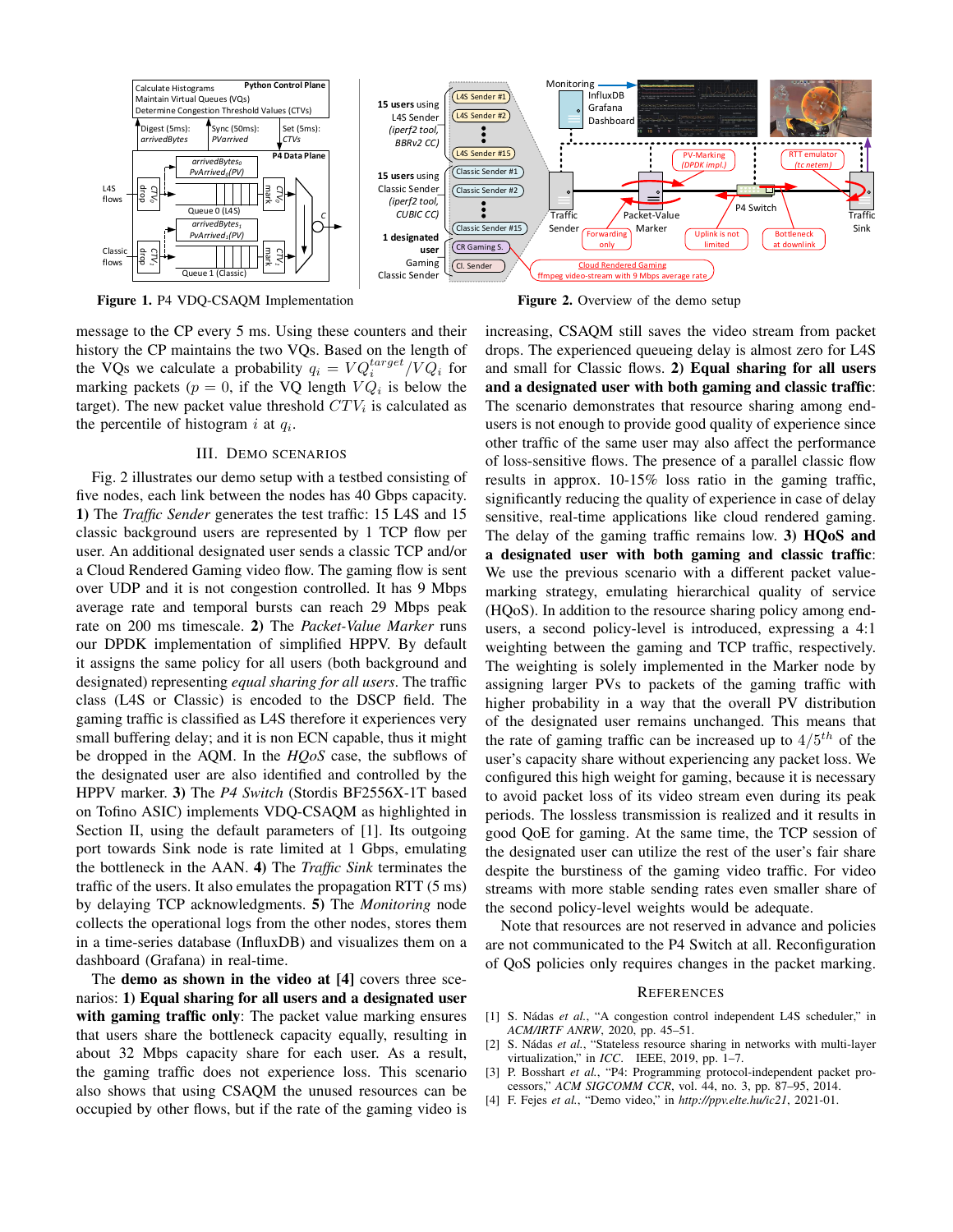Calculate Histograms
Maintain Virtual Queues (VQs)
Determine Congestion Threshold Values (CTVs)
Python Control Plane
Digest (5ms): arrivedBytes
Sync (50ms): PVarrived
Set (5ms): CTVs
P4 Data Plane
arrivedBytes$_0$
PvArrived$_0$(PV)
L4S flows
CTV$_0$ drop
Queue 0 (L4S)
CTV$_0$ mark
arrivedBytes$_1$
PvArrived$_1$(PV)
Classic flows
CTV$_1$ drop
Queue 1 (Classic)
CTV$_1$ mark
C

**Figure 1.** P4 VDQ-CSAQM Implementation

15 users using L4S Sender (iperf2 tool, BBRv2 CC)
L4S Sender #1
L4S Sender #2
L4S Sender #15
15 users using Classic Sender (iperf2 tool, CUBIC CC)
Classic Sender #1
Classic Sender #2
Classic Sender #15
1 designated user
Gaming
Classic Sender
CR Gaming S.
Cl. Sender
Monitoring
InfluxDB
Grafana
Dashboard
Traffic Sender
Forwarding only
Packet-Value Marker
PV-Marking (DPDK impl.)
P4 Switch
Uplink is not limited
RTT emulator (tc netem)
Bottleneck at downlink
Traffic Sink
Cloud Rendered Gaming
ffmpeg video-stream with 9 Mbps average rate

**Figure 2.** Overview of the demo setup

message to the CP every 5 ms. Using these counters and their history the CP maintains the two VQs. Based on the length of the VQs we calculate a probability $q_i = VQ_i^{target}/VQ_i$ for marking packets ($p = 0$, if the VQ length $VQ_i$ is below the target). The new packet value threshold $CTV_i$ is calculated as the percentile of histogram $i$ at $q_i$.

## III. Demo Scenarios

Fig. 2 illustrates our demo setup with a testbed consisting of five nodes, each link between the nodes has 40 Gbps capacity. **1)** The *Traffic Sender* generates the test traffic: 15 L4S and 15 classic background users are represented by 1 TCP flow per user. An additional designated user sends a classic TCP and/or a Cloud Rendered Gaming video flow. The gaming flow is sent over UDP and it is not congestion controlled. It has 9 Mbps average rate and temporal bursts can reach 29 Mbps peak rate on 200 ms timescale. **2)** The *Packet-Value Marker* runs our DPDK implementation of simplified HPPV. By default it assigns the same policy for all users (both background and designated) representing *equal sharing for all users*. The traffic class (L4S or Classic) is encoded to the DSCP field. The gaming traffic is classified as L4S therefore it experiences very small buffering delay; and it is non ECN capable, thus it might be dropped in the AQM. In the *HQoS* case, the subflows of the designated user are also identified and controlled by the HPPV marker. **3)** The *P4 Switch* (Stordis BF2556X-1T based on Tofino ASIC) implements VDQ-CSAQM as highlighted in Section II, using the default parameters of [1]. Its outgoing port towards Sink node is rate limited at 1 Gbps, emulating the bottleneck in the AAN. **4)** The *Traffic Sink* terminates the traffic of the users. It also emulates the propagation RTT (5 ms) by delaying TCP acknowledgments. **5)** The *Monitoring* node collects the operational logs from the other nodes, stores them in a time-series database (InfluxDB) and visualizes them on a dashboard (Grafana) in real-time.

The **demo as shown in the video at [4]** covers three scenarios: **1) Equal sharing for all users and a designated user with gaming traffic only**: The packet value marking ensures that users share the bottleneck capacity equally, resulting in about 32 Mbps capacity share for each user. As a result, the gaming traffic does not experience loss. This scenario also shows that using CSAQM the unused resources can be occupied by other flows, but if the rate of the gaming video is increasing, CSAQM still saves the video stream from packet drops. The experienced queueing delay is almost zero for L4S and small for Classic flows. **2) Equal sharing for all users and a designated user with both gaming and classic traffic**: The scenario demonstrates that resource sharing among end-users is not enough to provide good quality of experience since other traffic of the same user may also affect the performance of loss-sensitive flows. The presence of a parallel classic flow results in approx. 10-15% loss ratio in the gaming traffic, significantly reducing the quality of experience in case of delay sensitive, real-time applications like cloud rendered gaming. The delay of the gaming traffic remains low. **3) HQoS and a designated user with both gaming and classic traffic**: We use the previous scenario with a different packet value-marking strategy, emulating hierarchical quality of service (HQoS). In addition to the resource sharing policy among end-users, a second policy-level is introduced, expressing a 4:1 weighting between the gaming and TCP traffic, respectively. The weighting is solely implemented in the Marker node by assigning larger PVs to packets of the gaming traffic with higher probability in a way that the overall PV distribution of the designated user remains unchanged. This means that the rate of gaming traffic can be increased up to $4/5^{th}$ of the user's capacity share without experiencing any packet loss. We configured this high weight for gaming, because it is necessary to avoid packet loss of its video stream even during its peak periods. The lossless transmission is realized and it results in good QoE for gaming. At the same time, the TCP session of the designated user can utilize the rest of the user's fair share despite the burstiness of the gaming video traffic. For video streams with more stable sending rates even smaller share of the second policy-level weights would be adequate.

Note that resources are not reserved in advance and policies are not communicated to the P4 Switch at all. Reconfiguration of QoS policies only requires changes in the packet marking.

## References

[1] S. Nádas *et al.*, "A congestion control independent L4S scheduler," in *ACM/IRTF ANRW*, 2020, pp. 45–51.

[2] S. Nádas *et al.*, "Stateless resource sharing in networks with multi-layer virtualization," in *ICC*. IEEE, 2019, pp. 1–7.

[3] P. Bosshart *et al.*, "P4: Programming protocol-independent packet processors," *ACM SIGCOMM CCR*, vol. 44, no. 3, pp. 87–95, 2014.

[4] F. Fejes *et al.*, "Demo video," in *http://ppv.elte.hu/ic21*, 2021-01.